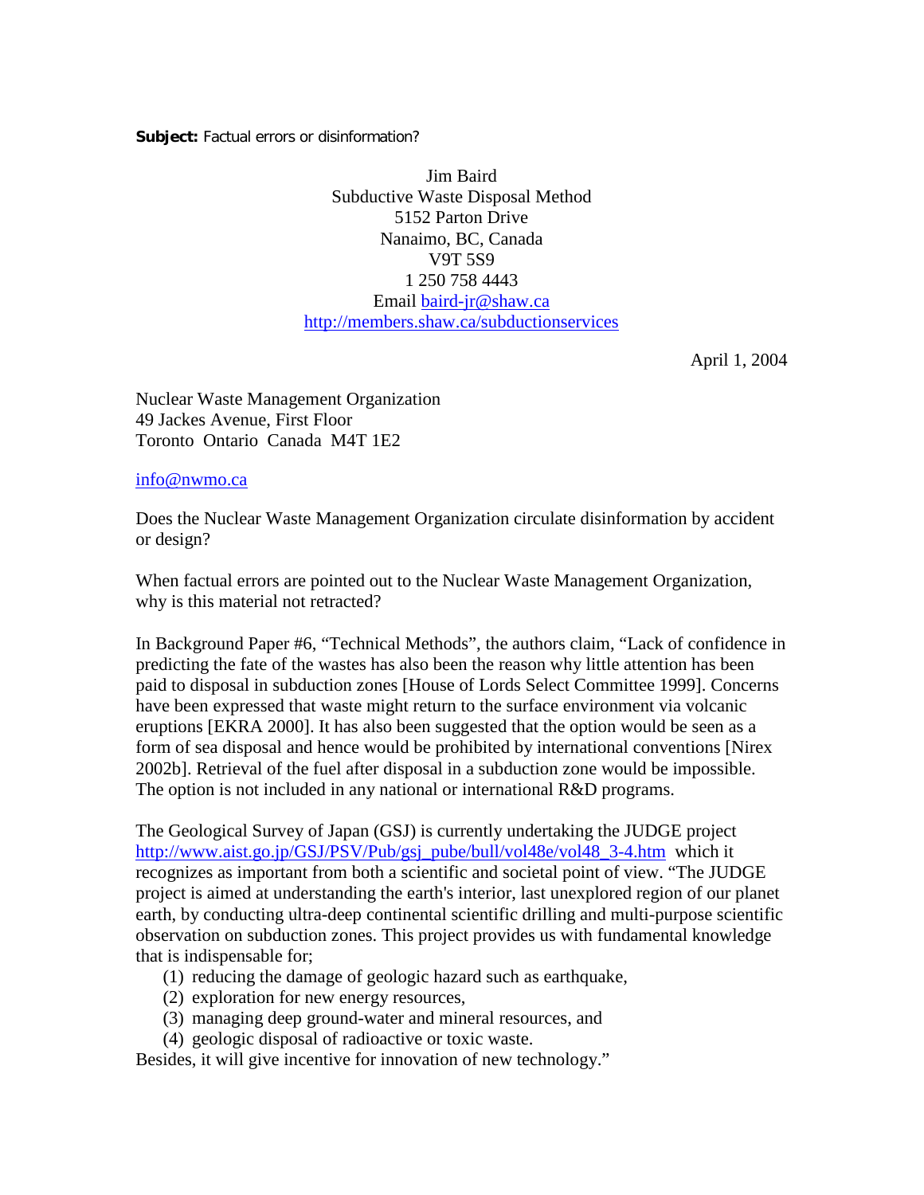**Subject:** Factual errors or disinformation?

Jim Baird
Subductive Waste Disposal Method
5152 Parton Drive
Nanaimo, BC, Canada
V9T 5S9
1 250 758 4443
Email baird-jr@shaw.ca
http://members.shaw.ca/subductionservices

April 1, 2004

Nuclear Waste Management Organization
49 Jackes Avenue, First Floor
Toronto Ontario Canada M4T 1E2

info@nwmo.ca

Does the Nuclear Waste Management Organization circulate disinformation by accident or design?

When factual errors are pointed out to the Nuclear Waste Management Organization, why is this material not retracted?

In Background Paper #6, "Technical Methods", the authors claim, "Lack of confidence in predicting the fate of the wastes has also been the reason why little attention has been paid to disposal in subduction zones [House of Lords Select Committee 1999]. Concerns have been expressed that waste might return to the surface environment via volcanic eruptions [EKRA 2000]. It has also been suggested that the option would be seen as a form of sea disposal and hence would be prohibited by international conventions [Nirex 2002b]. Retrieval of the fuel after disposal in a subduction zone would be impossible. The option is not included in any national or international R&D programs.

The Geological Survey of Japan (GSJ) is currently undertaking the JUDGE project http://www.aist.go.jp/GSJ/PSV/Pub/gsj_pube/bull/vol48e/vol48_3-4.htm which it recognizes as important from both a scientific and societal point of view. "The JUDGE project is aimed at understanding the earth's interior, last unexplored region of our planet earth, by conducting ultra-deep continental scientific drilling and multi-purpose scientific observation on subduction zones. This project provides us with fundamental knowledge that is indispensable for;

1. reducing the damage of geologic hazard such as earthquake,
2. exploration for new energy resources,
3. managing deep ground-water and mineral resources, and
4. geologic disposal of radioactive or toxic waste.

Besides, it will give incentive for innovation of new technology."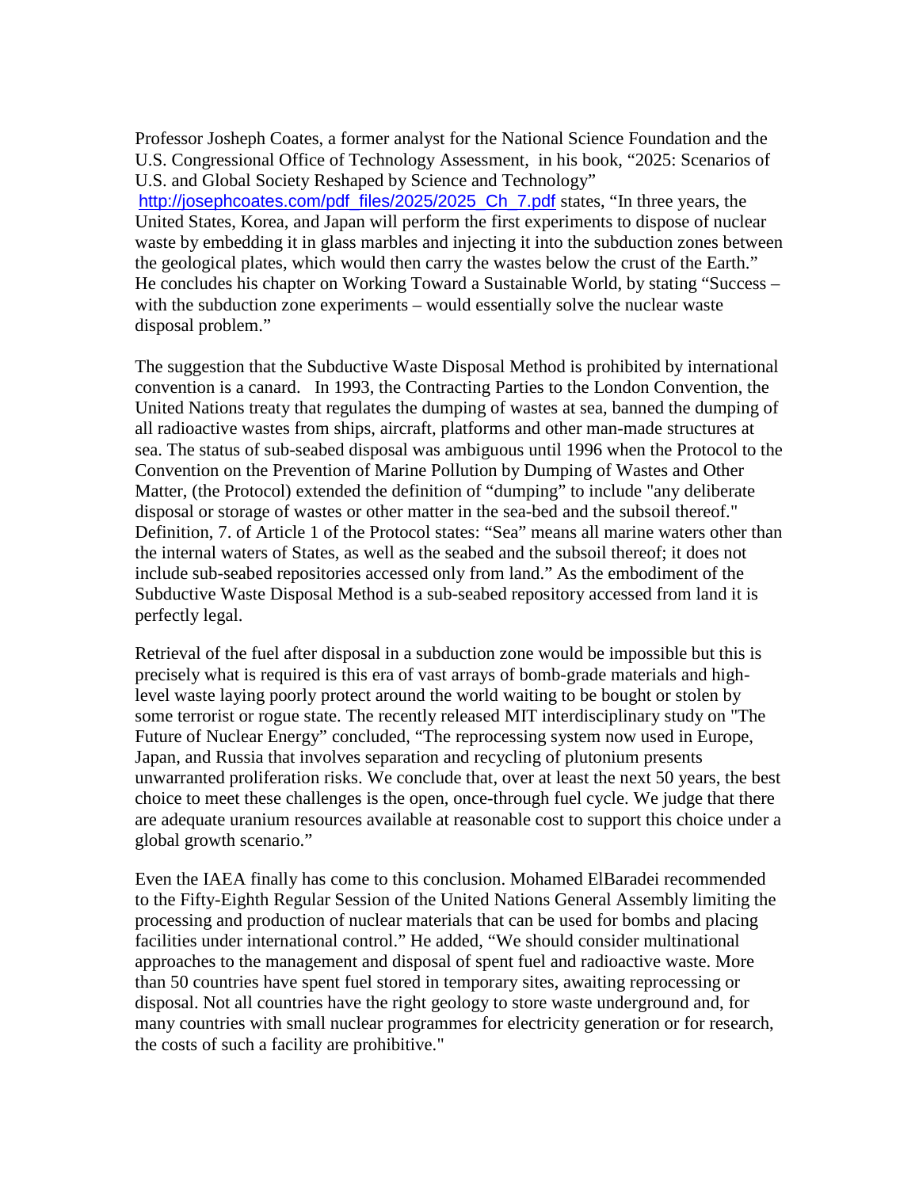Professor Josheph Coates, a former analyst for the National Science Foundation and the U.S. Congressional Office of Technology Assessment, in his book, "2025: Scenarios of U.S. and Global Society Reshaped by Science and Technology" http://josephcoates.com/pdf_files/2025/2025_Ch_7.pdf states, "In three years, the United States, Korea, and Japan will perform the first experiments to dispose of nuclear waste by embedding it in glass marbles and injecting it into the subduction zones between the geological plates, which would then carry the wastes below the crust of the Earth." He concludes his chapter on Working Toward a Sustainable World, by stating "Success – with the subduction zone experiments – would essentially solve the nuclear waste disposal problem."

The suggestion that the Subductive Waste Disposal Method is prohibited by international convention is a canard. In 1993, the Contracting Parties to the London Convention, the United Nations treaty that regulates the dumping of wastes at sea, banned the dumping of all radioactive wastes from ships, aircraft, platforms and other man-made structures at sea. The status of sub-seabed disposal was ambiguous until 1996 when the Protocol to the Convention on the Prevention of Marine Pollution by Dumping of Wastes and Other Matter, (the Protocol) extended the definition of "dumping" to include "any deliberate disposal or storage of wastes or other matter in the sea-bed and the subsoil thereof." Definition, 7. of Article 1 of the Protocol states: "Sea" means all marine waters other than the internal waters of States, as well as the seabed and the subsoil thereof; it does not include sub-seabed repositories accessed only from land." As the embodiment of the Subductive Waste Disposal Method is a sub-seabed repository accessed from land it is perfectly legal.

Retrieval of the fuel after disposal in a subduction zone would be impossible but this is precisely what is required is this era of vast arrays of bomb-grade materials and high-level waste laying poorly protect around the world waiting to be bought or stolen by some terrorist or rogue state. The recently released MIT interdisciplinary study on "The Future of Nuclear Energy" concluded, "The reprocessing system now used in Europe, Japan, and Russia that involves separation and recycling of plutonium presents unwarranted proliferation risks. We conclude that, over at least the next 50 years, the best choice to meet these challenges is the open, once-through fuel cycle. We judge that there are adequate uranium resources available at reasonable cost to support this choice under a global growth scenario."

Even the IAEA finally has come to this conclusion. Mohamed ElBaradei recommended to the Fifty-Eighth Regular Session of the United Nations General Assembly limiting the processing and production of nuclear materials that can be used for bombs and placing facilities under international control." He added, "We should consider multinational approaches to the management and disposal of spent fuel and radioactive waste. More than 50 countries have spent fuel stored in temporary sites, awaiting reprocessing or disposal. Not all countries have the right geology to store waste underground and, for many countries with small nuclear programmes for electricity generation or for research, the costs of such a facility are prohibitive."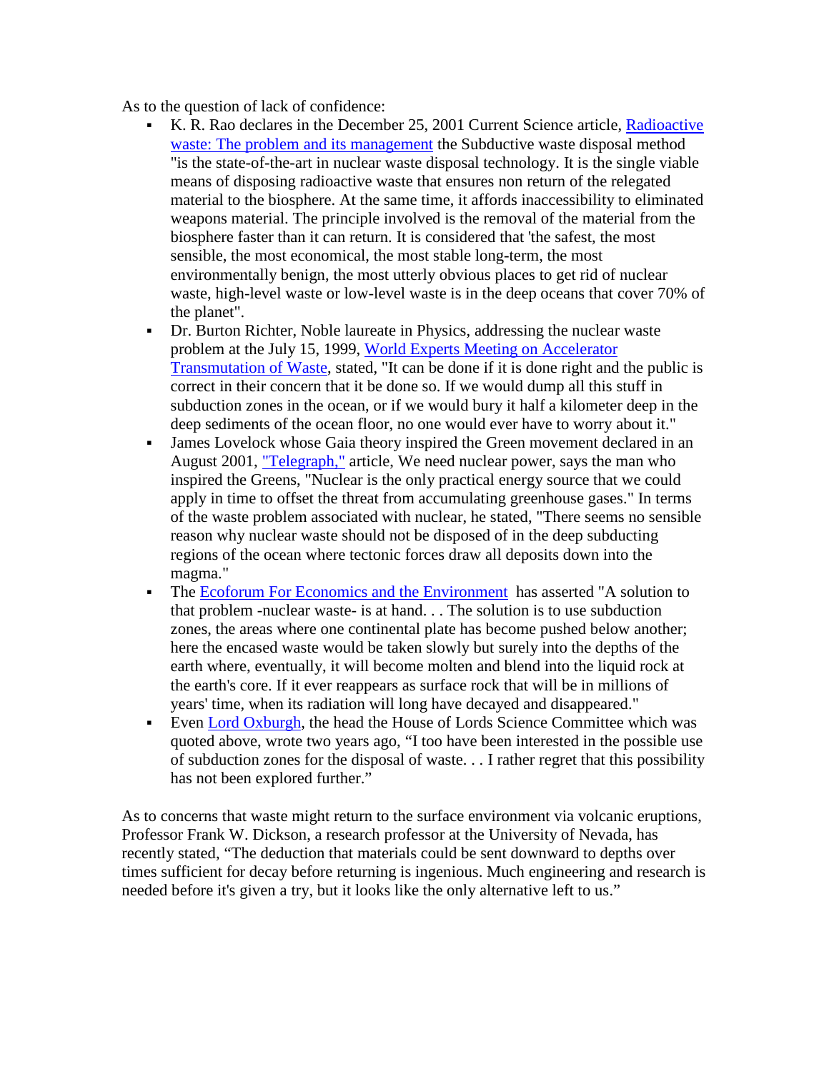As to the question of lack of confidence:

- K. R. Rao declares in the December 25, 2001 Current Science article, [Radioactive waste: The problem and its management] the Subductive waste disposal method "is the state-of-the-art in nuclear waste disposal technology. It is the single viable means of disposing radioactive waste that ensures non return of the relegated material to the biosphere. At the same time, it affords inaccessibility to eliminated weapons material. The principle involved is the removal of the material from the biosphere faster than it can return. It is considered that 'the safest, the most sensible, the most economical, the most stable long-term, the most environmentally benign, the most utterly obvious places to get rid of nuclear waste, high-level waste or low-level waste is in the deep oceans that cover 70% of the planet".
- Dr. Burton Richter, Noble laureate in Physics, addressing the nuclear waste problem at the July 15, 1999, [World Experts Meeting on Accelerator Transmutation of Waste], stated, "It can be done if it is done right and the public is correct in their concern that it be done so. If we would dump all this stuff in subduction zones in the ocean, or if we would bury it half a kilometer deep in the deep sediments of the ocean floor, no one would ever have to worry about it."
- James Lovelock whose Gaia theory inspired the Green movement declared in an August 2001, ["Telegraph,"] article, We need nuclear power, says the man who inspired the Greens, "Nuclear is the only practical energy source that we could apply in time to offset the threat from accumulating greenhouse gases." In terms of the waste problem associated with nuclear, he stated, "There seems no sensible reason why nuclear waste should not be disposed of in the deep subducting regions of the ocean where tectonic forces draw all deposits down into the magma."
- The [Ecoforum For Economics and the Environment] has asserted "A solution to that problem -nuclear waste- is at hand. . . The solution is to use subduction zones, the areas where one continental plate has become pushed below another; here the encased waste would be taken slowly but surely into the depths of the earth where, eventually, it will become molten and blend into the liquid rock at the earth's core. If it ever reappears as surface rock that will be in millions of years' time, when its radiation will long have decayed and disappeared."
- Even [Lord Oxburgh], the head the House of Lords Science Committee which was quoted above, wrote two years ago, "I too have been interested in the possible use of subduction zones for the disposal of waste. . . I rather regret that this possibility has not been explored further."

As to concerns that waste might return to the surface environment via volcanic eruptions, Professor Frank W. Dickson, a research professor at the University of Nevada, has recently stated, "The deduction that materials could be sent downward to depths over times sufficient for decay before returning is ingenious. Much engineering and research is needed before it's given a try, but it looks like the only alternative left to us."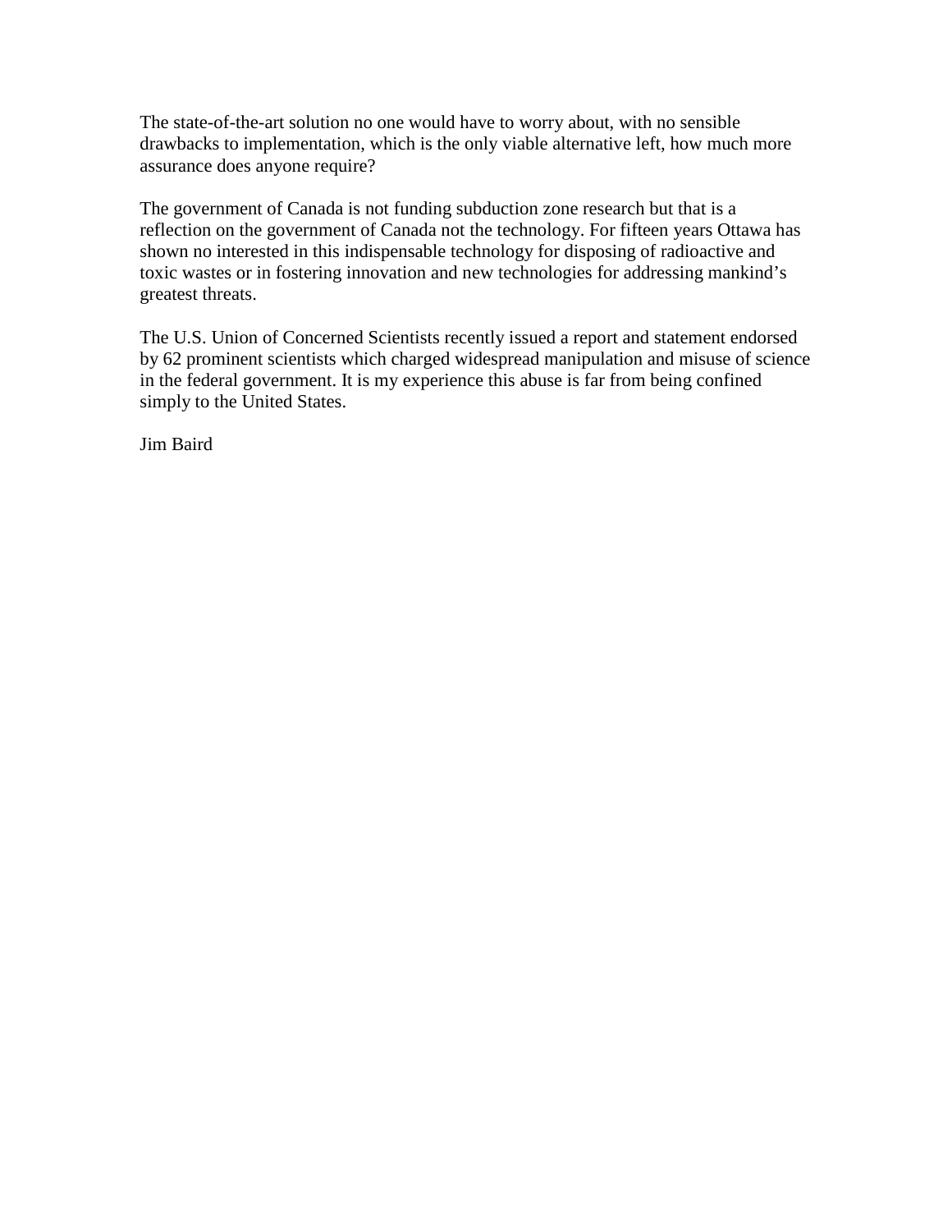The state-of-the-art solution no one would have to worry about, with no sensible drawbacks to implementation, which is the only viable alternative left, how much more assurance does anyone require?

The government of Canada is not funding subduction zone research but that is a reflection on the government of Canada not the technology. For fifteen years Ottawa has shown no interested in this indispensable technology for disposing of radioactive and toxic wastes or in fostering innovation and new technologies for addressing mankind's greatest threats.

The U.S. Union of Concerned Scientists recently issued a report and statement endorsed by 62 prominent scientists which charged widespread manipulation and misuse of science in the federal government. It is my experience this abuse is far from being confined simply to the United States.

Jim Baird